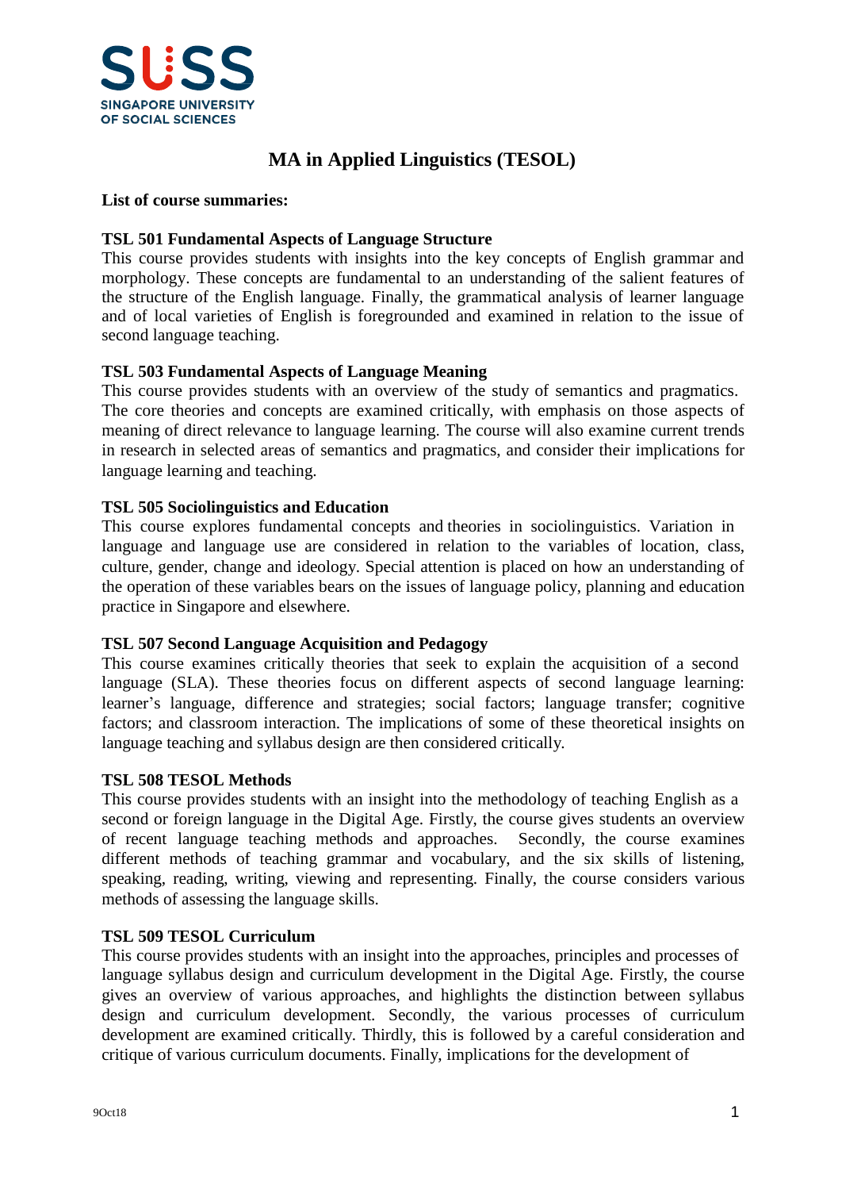# MA in Applied Linguistics (TESOL)

**List of course summaries:**

**TSL 501 Fundamental Aspects of Language Structure**

This course provides students with insights into the key concepts of English grammar and morphology. These concepts are fundamental to an understanding of the salient features of the structure of the English language. Finally, the grammatical analysis of learner language and of local varieties of English is foregrounded and examined in relation to the issue of second language teaching.

**TSL 503 Fundamental Aspects of Language Meaning**

This course provides students with an overview of the study of semantics and pragmatics. The core theories and concepts are examined critically, with emphasis on those aspects of meaning of direct relevance to language learning. The course will also examine current trends in research in selected areas of semantics and pragmatics, and consider their implications for language learning and teaching.

**TSL 505 Sociolinguistics and Education**

This course explores fundamental concepts and theories in sociolinguistics. Variation in language and language use are considered in relation to the variables of location, class, culture, gender, change and ideology. Special attention is placed on how an understanding of the operation of these variables bears on the issues of language policy, planning and education practice in Singapore and elsewhere.

**TSL 507 Second Language Acquisition and Pedagogy**

This course examines critically theories that seek to explain the acquisition of a second language (SLA). These theories focus on different aspects of second language learning: learner's language, difference and strategies; social factors; language transfer; cognitive factors; and classroom interaction. The implications of some of these theoretical insights on language teaching and syllabus design are then considered critically.

**TSL 508 TESOL Methods**

This course provides students with an insight into the methodology of teaching English as a second or foreign language in the Digital Age. Firstly, the course gives students an overview of recent language teaching methods and approaches. Secondly, the course examines different methods of teaching grammar and vocabulary, and the six skills of listening, speaking, reading, writing, viewing and representing. Finally, the course considers various methods of assessing the language skills.

**TSL 509 TESOL Curriculum**

This course provides students with an insight into the approaches, principles and processes of language syllabus design and curriculum development in the Digital Age. Firstly, the course gives an overview of various approaches, and highlights the distinction between syllabus design and curriculum development. Secondly, the various processes of curriculum development are examined critically. Thirdly, this is followed by a careful consideration and critique of various curriculum documents. Finally, implications for the development of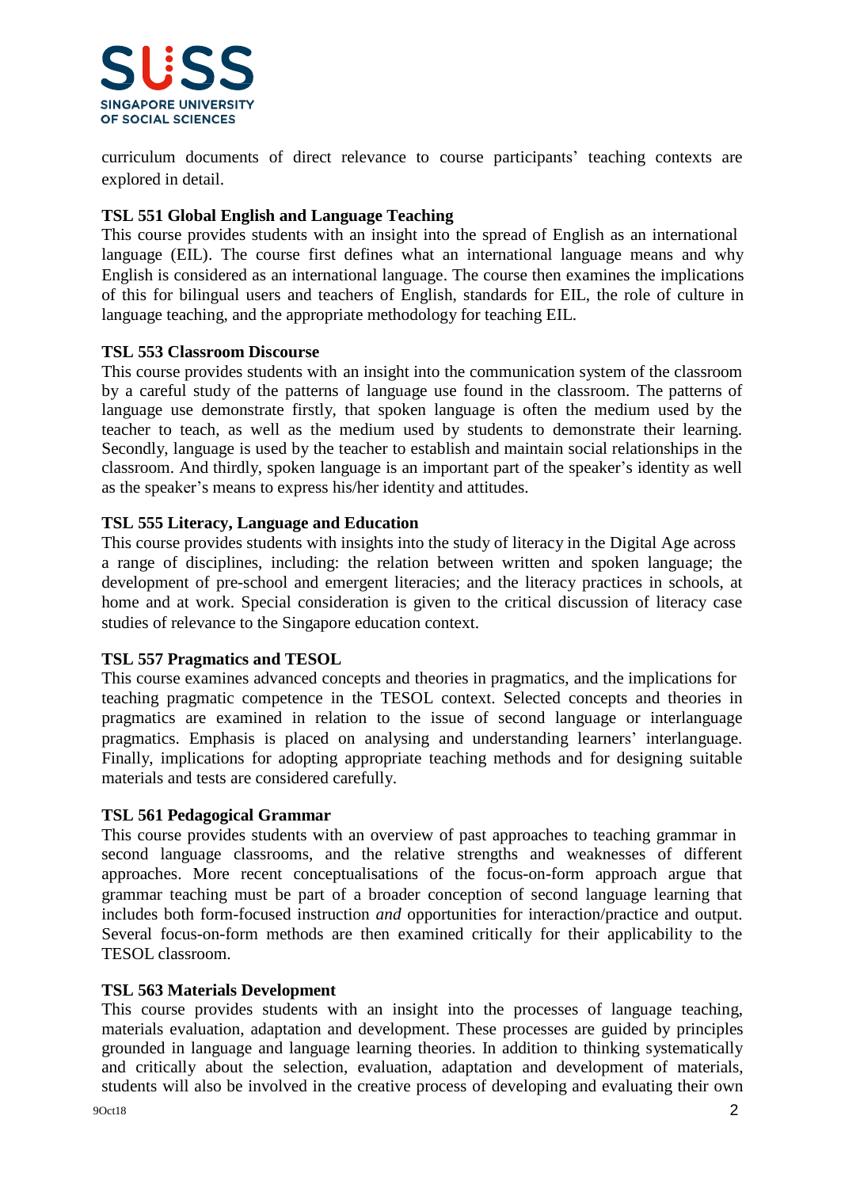curriculum documents of direct relevance to course participants' teaching contexts are explored in detail.

**TSL 551 Global English and Language Teaching**
This course provides students with an insight into the spread of English as an international language (EIL). The course first defines what an international language means and why English is considered as an international language. The course then examines the implications of this for bilingual users and teachers of English, standards for EIL, the role of culture in language teaching, and the appropriate methodology for teaching EIL.

**TSL 553 Classroom Discourse**
This course provides students with an insight into the communication system of the classroom by a careful study of the patterns of language use found in the classroom. The patterns of language use demonstrate firstly, that spoken language is often the medium used by the teacher to teach, as well as the medium used by students to demonstrate their learning. Secondly, language is used by the teacher to establish and maintain social relationships in the classroom. And thirdly, spoken language is an important part of the speaker's identity as well as the speaker's means to express his/her identity and attitudes.

**TSL 555 Literacy, Language and Education**
This course provides students with insights into the study of literacy in the Digital Age across a range of disciplines, including: the relation between written and spoken language; the development of pre-school and emergent literacies; and the literacy practices in schools, at home and at work. Special consideration is given to the critical discussion of literacy case studies of relevance to the Singapore education context.

**TSL 557 Pragmatics and TESOL**
This course examines advanced concepts and theories in pragmatics, and the implications for teaching pragmatic competence in the TESOL context. Selected concepts and theories in pragmatics are examined in relation to the issue of second language or interlanguage pragmatics. Emphasis is placed on analysing and understanding learners' interlanguage. Finally, implications for adopting appropriate teaching methods and for designing suitable materials and tests are considered carefully.

**TSL 561 Pedagogical Grammar**
This course provides students with an overview of past approaches to teaching grammar in second language classrooms, and the relative strengths and weaknesses of different approaches. More recent conceptualisations of the focus-on-form approach argue that grammar teaching must be part of a broader conception of second language learning that includes both form-focused instruction *and* opportunities for interaction/practice and output. Several focus-on-form methods are then examined critically for their applicability to the TESOL classroom.

**TSL 563 Materials Development**
This course provides students with an insight into the processes of language teaching, materials evaluation, adaptation and development. These processes are guided by principles grounded in language and language learning theories. In addition to thinking systematically and critically about the selection, evaluation, adaptation and development of materials, students will also be involved in the creative process of developing and evaluating their own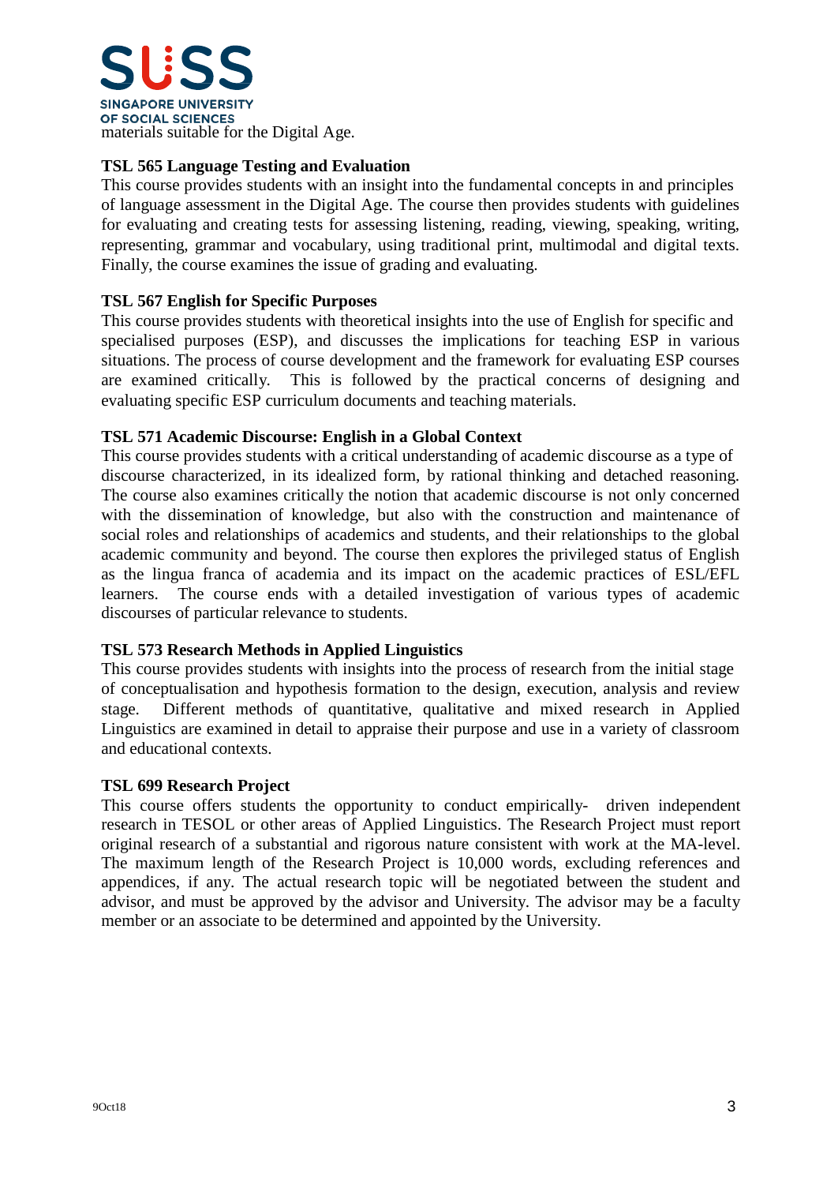materials suitable for the Digital Age.

**TSL 565 Language Testing and Evaluation**

This course provides students with an insight into the fundamental concepts in and principles of language assessment in the Digital Age. The course then provides students with guidelines for evaluating and creating tests for assessing listening, reading, viewing, speaking, writing, representing, grammar and vocabulary, using traditional print, multimodal and digital texts. Finally, the course examines the issue of grading and evaluating.

**TSL 567 English for Specific Purposes**

This course provides students with theoretical insights into the use of English for specific and specialised purposes (ESP), and discusses the implications for teaching ESP in various situations. The process of course development and the framework for evaluating ESP courses are examined critically. This is followed by the practical concerns of designing and evaluating specific ESP curriculum documents and teaching materials.

**TSL 571 Academic Discourse: English in a Global Context**

This course provides students with a critical understanding of academic discourse as a type of discourse characterized, in its idealized form, by rational thinking and detached reasoning. The course also examines critically the notion that academic discourse is not only concerned with the dissemination of knowledge, but also with the construction and maintenance of social roles and relationships of academics and students, and their relationships to the global academic community and beyond. The course then explores the privileged status of English as the lingua franca of academia and its impact on the academic practices of ESL/EFL learners. The course ends with a detailed investigation of various types of academic discourses of particular relevance to students.

**TSL 573 Research Methods in Applied Linguistics**

This course provides students with insights into the process of research from the initial stage of conceptualisation and hypothesis formation to the design, execution, analysis and review stage. Different methods of quantitative, qualitative and mixed research in Applied Linguistics are examined in detail to appraise their purpose and use in a variety of classroom and educational contexts.

**TSL 699 Research Project**

This course offers students the opportunity to conduct empirically- driven independent research in TESOL or other areas of Applied Linguistics. The Research Project must report original research of a substantial and rigorous nature consistent with work at the MA-level. The maximum length of the Research Project is 10,000 words, excluding references and appendices, if any. The actual research topic will be negotiated between the student and advisor, and must be approved by the advisor and University. The advisor may be a faculty member or an associate to be determined and appointed by the University.